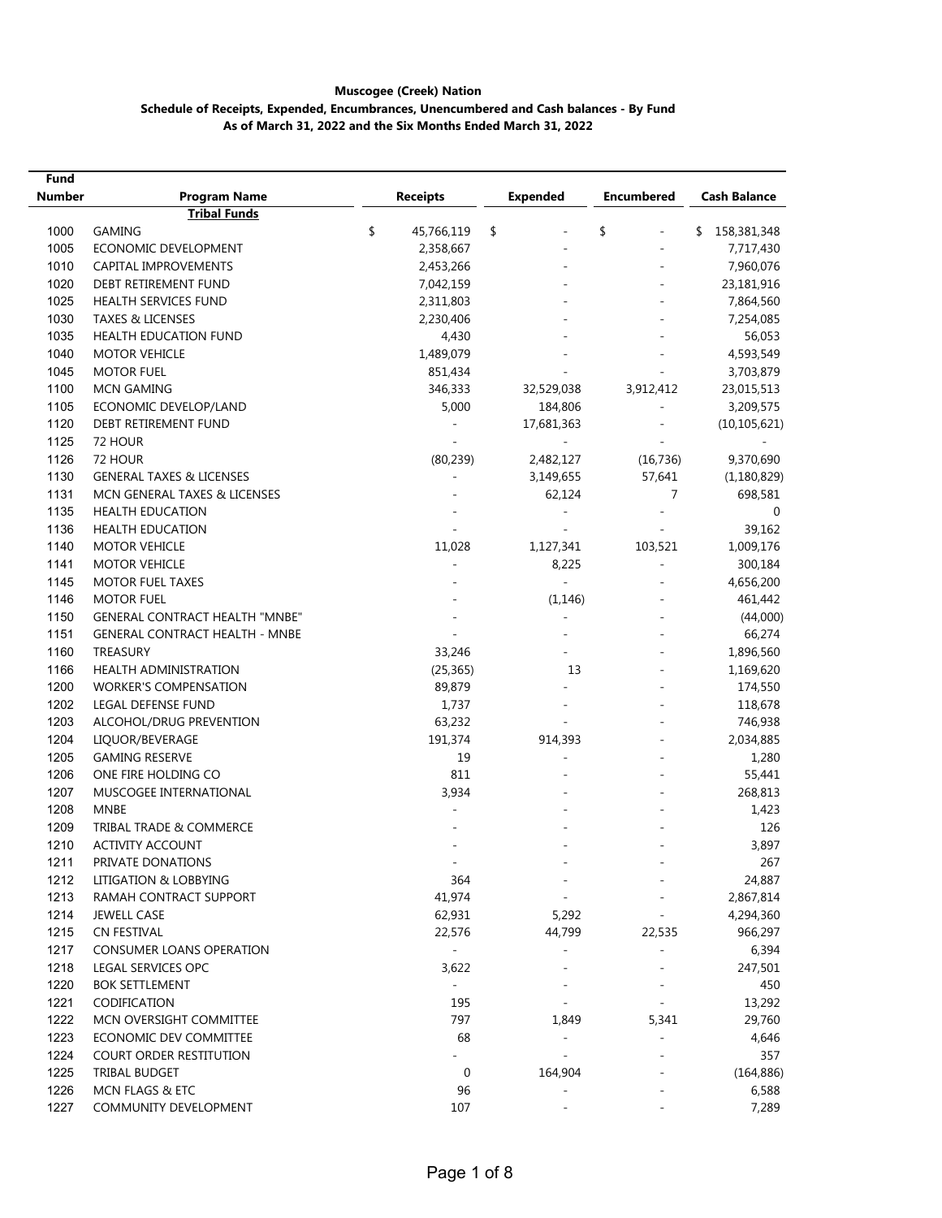**Muscogee (Creek) Nation**
**Schedule of Receipts, Expended, Encumbrances, Unencumbered and Cash balances - By Fund**
**As of March 31, 2022 and the Six Months Ended March 31, 2022**

| Fund Number | Program Name | Receipts | Expended | Encumbered | Cash Balance |
|---|---|---|---|---|---|
| | **Tribal Funds** | | | | |
| 1000 | GAMING | $ 45,766,119 | $ - | $ - | $ 158,381,348 |
| 1005 | ECONOMIC DEVELOPMENT | 2,358,667 | - | - | 7,717,430 |
| 1010 | CAPITAL IMPROVEMENTS | 2,453,266 | - | - | 7,960,076 |
| 1020 | DEBT RETIREMENT FUND | 7,042,159 | - | - | 23,181,916 |
| 1025 | HEALTH SERVICES FUND | 2,311,803 | - | - | 7,864,560 |
| 1030 | TAXES & LICENSES | 2,230,406 | - | - | 7,254,085 |
| 1035 | HEALTH EDUCATION FUND | 4,430 | - | - | 56,053 |
| 1040 | MOTOR VEHICLE | 1,489,079 | - | - | 4,593,549 |
| 1045 | MOTOR FUEL | 851,434 | - | - | 3,703,879 |
| 1100 | MCN GAMING | 346,333 | 32,529,038 | 3,912,412 | 23,015,513 |
| 1105 | ECONOMIC DEVELOP/LAND | 5,000 | 184,806 | - | 3,209,575 |
| 1120 | DEBT RETIREMENT FUND | - | 17,681,363 | - | (10,105,621) |
| 1125 | 72 HOUR | - | - | - | - |
| 1126 | 72 HOUR | (80,239) | 2,482,127 | (16,736) | 9,370,690 |
| 1130 | GENERAL TAXES & LICENSES | - | 3,149,655 | 57,641 | (1,180,829) |
| 1131 | MCN GENERAL TAXES & LICENSES | - | 62,124 | 7 | 698,581 |
| 1135 | HEALTH EDUCATION | - | - | - | 0 |
| 1136 | HEALTH EDUCATION | - | - | - | 39,162 |
| 1140 | MOTOR VEHICLE | 11,028 | 1,127,341 | 103,521 | 1,009,176 |
| 1141 | MOTOR VEHICLE | - | 8,225 | - | 300,184 |
| 1145 | MOTOR FUEL TAXES | - | - | - | 4,656,200 |
| 1146 | MOTOR FUEL | - | (1,146) | - | 461,442 |
| 1150 | GENERAL CONTRACT HEALTH "MNBE" | - | - | - | (44,000) |
| 1151 | GENERAL CONTRACT HEALTH - MNBE | - | - | - | 66,274 |
| 1160 | TREASURY | 33,246 | - | - | 1,896,560 |
| 1166 | HEALTH ADMINISTRATION | (25,365) | 13 | - | 1,169,620 |
| 1200 | WORKER'S COMPENSATION | 89,879 | - | - | 174,550 |
| 1202 | LEGAL DEFENSE FUND | 1,737 | - | - | 118,678 |
| 1203 | ALCOHOL/DRUG PREVENTION | 63,232 | - | - | 746,938 |
| 1204 | LIQUOR/BEVERAGE | 191,374 | 914,393 | - | 2,034,885 |
| 1205 | GAMING RESERVE | 19 | - | - | 1,280 |
| 1206 | ONE FIRE HOLDING CO | 811 | - | - | 55,441 |
| 1207 | MUSCOGEE INTERNATIONAL | 3,934 | - | - | 268,813 |
| 1208 | MNBE | - | - | - | 1,423 |
| 1209 | TRIBAL TRADE & COMMERCE | - | - | - | 126 |
| 1210 | ACTIVITY ACCOUNT | - | - | - | 3,897 |
| 1211 | PRIVATE DONATIONS | - | - | - | 267 |
| 1212 | LITIGATION & LOBBYING | 364 | - | - | 24,887 |
| 1213 | RAMAH CONTRACT SUPPORT | 41,974 | - | - | 2,867,814 |
| 1214 | JEWELL CASE | 62,931 | 5,292 | - | 4,294,360 |
| 1215 | CN FESTIVAL | 22,576 | 44,799 | 22,535 | 966,297 |
| 1217 | CONSUMER LOANS OPERATION | - | - | - | 6,394 |
| 1218 | LEGAL SERVICES OPC | 3,622 | - | - | 247,501 |
| 1220 | BOK SETTLEMENT | - | - | - | 450 |
| 1221 | CODIFICATION | 195 | - | - | 13,292 |
| 1222 | MCN OVERSIGHT COMMITTEE | 797 | 1,849 | 5,341 | 29,760 |
| 1223 | ECONOMIC DEV COMMITTEE | 68 | - | - | 4,646 |
| 1224 | COURT ORDER RESTITUTION | - | - | - | 357 |
| 1225 | TRIBAL BUDGET | 0 | 164,904 | - | (164,886) |
| 1226 | MCN FLAGS & ETC | 96 | - | - | 6,588 |
| 1227 | COMMUNITY DEVELOPMENT | 107 | - | - | 7,289 |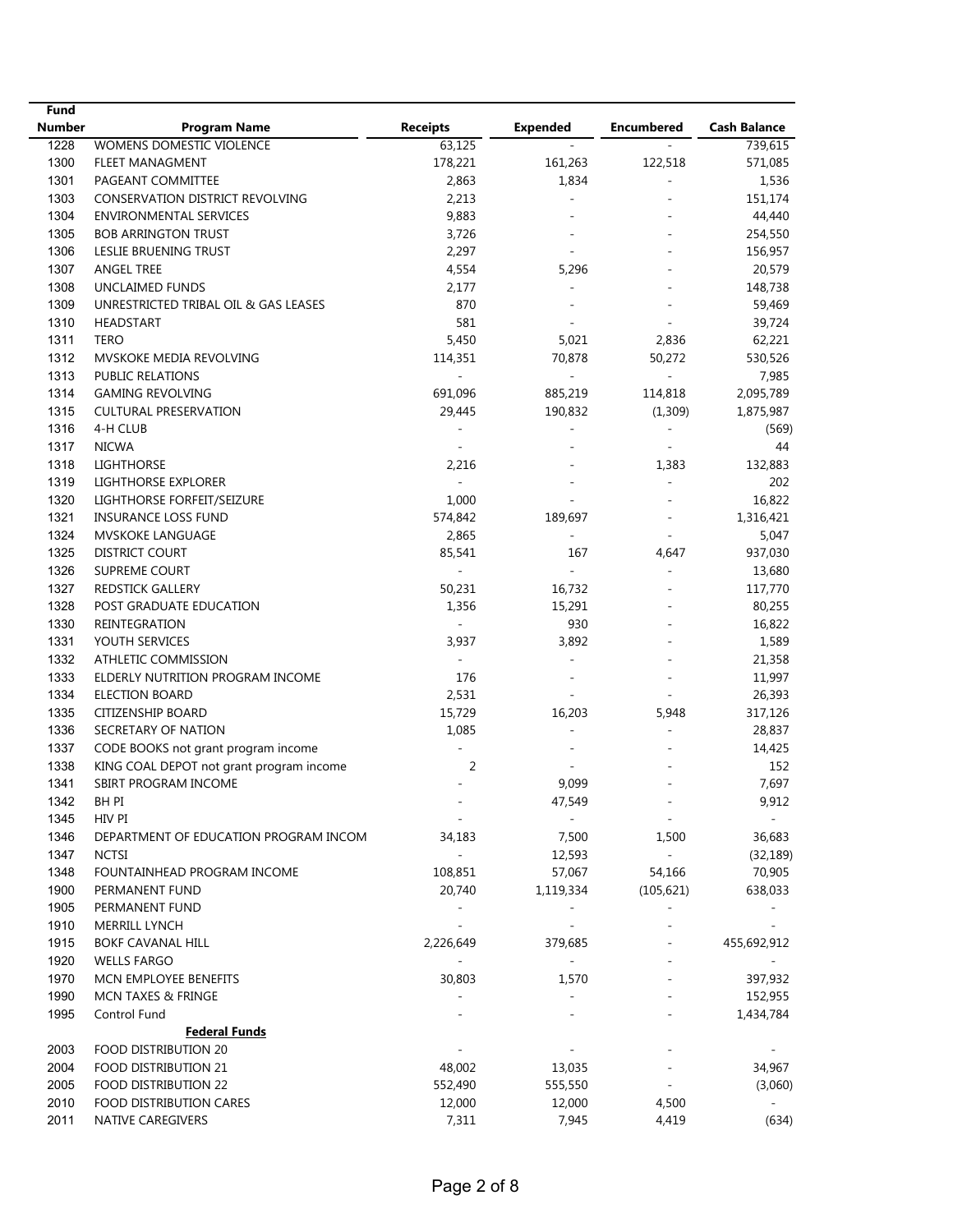| Fund Number | Program Name | Receipts | Expended | Encumbered | Cash Balance |
|---|---|---|---|---|---|
| 1228 | WOMENS DOMESTIC VIOLENCE | 63,125 | - | - | 739,615 |
| 1300 | FLEET MANAGMENT | 178,221 | 161,263 | 122,518 | 571,085 |
| 1301 | PAGEANT COMMITTEE | 2,863 | 1,834 | - | 1,536 |
| 1303 | CONSERVATION DISTRICT REVOLVING | 2,213 | - | - | 151,174 |
| 1304 | ENVIRONMENTAL SERVICES | 9,883 | - | - | 44,440 |
| 1305 | BOB ARRINGTON TRUST | 3,726 | - | - | 254,550 |
| 1306 | LESLIE BRUENING TRUST | 2,297 | - | - | 156,957 |
| 1307 | ANGEL TREE | 4,554 | 5,296 | - | 20,579 |
| 1308 | UNCLAIMED FUNDS | 2,177 | - | - | 148,738 |
| 1309 | UNRESTRICTED TRIBAL OIL & GAS LEASES | 870 | - | - | 59,469 |
| 1310 | HEADSTART | 581 | - | - | 39,724 |
| 1311 | TERO | 5,450 | 5,021 | 2,836 | 62,221 |
| 1312 | MVSKOKE MEDIA REVOLVING | 114,351 | 70,878 | 50,272 | 530,526 |
| 1313 | PUBLIC RELATIONS | - | - | - | 7,985 |
| 1314 | GAMING REVOLVING | 691,096 | 885,219 | 114,818 | 2,095,789 |
| 1315 | CULTURAL PRESERVATION | 29,445 | 190,832 | (1,309) | 1,875,987 |
| 1316 | 4-H CLUB | - | - | - | (569) |
| 1317 | NICWA | - | - | - | 44 |
| 1318 | LIGHTHORSE | 2,216 | - | 1,383 | 132,883 |
| 1319 | LIGHTHORSE EXPLORER | - | - | - | 202 |
| 1320 | LIGHTHORSE FORFEIT/SEIZURE | 1,000 | - | - | 16,822 |
| 1321 | INSURANCE LOSS FUND | 574,842 | 189,697 | - | 1,316,421 |
| 1324 | MVSKOKE LANGUAGE | 2,865 | - | - | 5,047 |
| 1325 | DISTRICT COURT | 85,541 | 167 | 4,647 | 937,030 |
| 1326 | SUPREME COURT | - | - | - | 13,680 |
| 1327 | REDSTICK GALLERY | 50,231 | 16,732 | - | 117,770 |
| 1328 | POST GRADUATE EDUCATION | 1,356 | 15,291 | - | 80,255 |
| 1330 | REINTEGRATION | - | 930 | - | 16,822 |
| 1331 | YOUTH SERVICES | 3,937 | 3,892 | - | 1,589 |
| 1332 | ATHLETIC COMMISSION | - | - | - | 21,358 |
| 1333 | ELDERLY NUTRITION PROGRAM INCOME | 176 | - | - | 11,997 |
| 1334 | ELECTION BOARD | 2,531 | - | - | 26,393 |
| 1335 | CITIZENSHIP BOARD | 15,729 | 16,203 | 5,948 | 317,126 |
| 1336 | SECRETARY OF NATION | 1,085 | - | - | 28,837 |
| 1337 | CODE BOOKS not grant program income | - | - | - | 14,425 |
| 1338 | KING COAL DEPOT not grant program income | 2 | - | - | 152 |
| 1341 | SBIRT PROGRAM INCOME | - | 9,099 | - | 7,697 |
| 1342 | BH PI | - | 47,549 | - | 9,912 |
| 1345 | HIV PI | - | - | - | - |
| 1346 | DEPARTMENT OF EDUCATION PROGRAM INCOM | 34,183 | 7,500 | 1,500 | 36,683 |
| 1347 | NCTSI | - | 12,593 | - | (32,189) |
| 1348 | FOUNTAINHEAD PROGRAM INCOME | 108,851 | 57,067 | 54,166 | 70,905 |
| 1900 | PERMANENT FUND | 20,740 | 1,119,334 | (105,621) | 638,033 |
| 1905 | PERMANENT FUND | - | - | - | - |
| 1910 | MERRILL LYNCH | - | - | - | - |
| 1915 | BOKF CAVANAL HILL | 2,226,649 | 379,685 | - | 455,692,912 |
| 1920 | WELLS FARGO | - | - | - | - |
| 1970 | MCN EMPLOYEE BENEFITS | 30,803 | 1,570 | - | 397,932 |
| 1990 | MCN TAXES & FRINGE | - | - | - | 152,955 |
| 1995 | Control Fund | - | - | - | 1,434,784 |
| | **Federal Funds** | | | | |
| 2003 | FOOD DISTRIBUTION 20 | - | - | - | - |
| 2004 | FOOD DISTRIBUTION 21 | 48,002 | 13,035 | - | 34,967 |
| 2005 | FOOD DISTRIBUTION 22 | 552,490 | 555,550 | - | (3,060) |
| 2010 | FOOD DISTRIBUTION CARES | 12,000 | 12,000 | 4,500 | - |
| 2011 | NATIVE CAREGIVERS | 7,311 | 7,945 | 4,419 | (634) |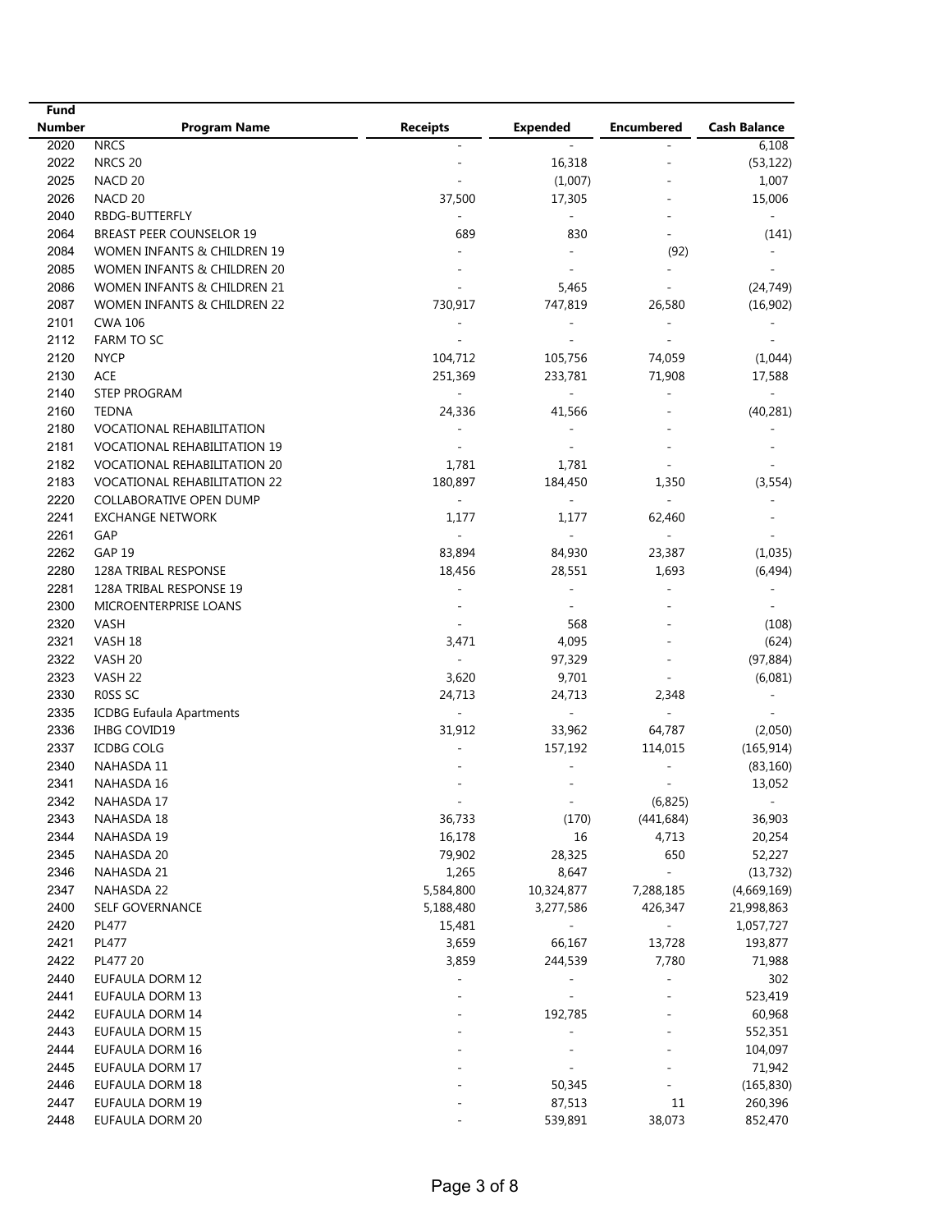| Fund Number | Program Name | Receipts | Expended | Encumbered | Cash Balance |
|---|---|---|---|---|---|
| 2020 | NRCS | - | - | - | 6,108 |
| 2022 | NRCS 20 | - | 16,318 | - | (53,122) |
| 2025 | NACD 20 | - | (1,007) | - | 1,007 |
| 2026 | NACD 20 | 37,500 | 17,305 | - | 15,006 |
| 2040 | RBDG-BUTTERFLY | - | - | - | - |
| 2064 | BREAST PEER COUNSELOR 19 | 689 | 830 | - | (141) |
| 2084 | WOMEN INFANTS & CHILDREN 19 | - | - | (92) | - |
| 2085 | WOMEN INFANTS & CHILDREN 20 | - | - | - | - |
| 2086 | WOMEN INFANTS & CHILDREN 21 | - | 5,465 | - | (24,749) |
| 2087 | WOMEN INFANTS & CHILDREN 22 | 730,917 | 747,819 | 26,580 | (16,902) |
| 2101 | CWA 106 | - | - | - | - |
| 2112 | FARM TO SC | - | - | - | - |
| 2120 | NYCP | 104,712 | 105,756 | 74,059 | (1,044) |
| 2130 | ACE | 251,369 | 233,781 | 71,908 | 17,588 |
| 2140 | STEP PROGRAM | - | - | - | - |
| 2160 | TEDNA | 24,336 | 41,566 | - | (40,281) |
| 2180 | VOCATIONAL REHABILITATION | - | - | - | - |
| 2181 | VOCATIONAL REHABILITATION 19 | - | - | - | - |
| 2182 | VOCATIONAL REHABILITATION 20 | 1,781 | 1,781 | - | - |
| 2183 | VOCATIONAL REHABILITATION 22 | 180,897 | 184,450 | 1,350 | (3,554) |
| 2220 | COLLABORATIVE OPEN DUMP | - | - | - | - |
| 2241 | EXCHANGE NETWORK | 1,177 | 1,177 | 62,460 | - |
| 2261 | GAP | - | - | - | - |
| 2262 | GAP 19 | 83,894 | 84,930 | 23,387 | (1,035) |
| 2280 | 128A TRIBAL RESPONSE | 18,456 | 28,551 | 1,693 | (6,494) |
| 2281 | 128A TRIBAL RESPONSE 19 | - | - | - | - |
| 2300 | MICROENTERPRISE LOANS | - | - | - | - |
| 2320 | VASH | - | 568 | - | (108) |
| 2321 | VASH 18 | 3,471 | 4,095 | - | (624) |
| 2322 | VASH 20 | - | 97,329 | - | (97,884) |
| 2323 | VASH 22 | 3,620 | 9,701 | - | (6,081) |
| 2330 | R0SS SC | 24,713 | 24,713 | 2,348 | - |
| 2335 | ICDBG Eufaula Apartments | - | - | - | - |
| 2336 | IHBG COVID19 | 31,912 | 33,962 | 64,787 | (2,050) |
| 2337 | ICDBG COLG | - | 157,192 | 114,015 | (165,914) |
| 2340 | NAHASDA 11 | - | - | - | (83,160) |
| 2341 | NAHASDA 16 | - | - | - | 13,052 |
| 2342 | NAHASDA 17 | - | - | (6,825) | - |
| 2343 | NAHASDA 18 | 36,733 | (170) | (441,684) | 36,903 |
| 2344 | NAHASDA 19 | 16,178 | 16 | 4,713 | 20,254 |
| 2345 | NAHASDA 20 | 79,902 | 28,325 | 650 | 52,227 |
| 2346 | NAHASDA 21 | 1,265 | 8,647 | - | (13,732) |
| 2347 | NAHASDA 22 | 5,584,800 | 10,324,877 | 7,288,185 | (4,669,169) |
| 2400 | SELF GOVERNANCE | 5,188,480 | 3,277,586 | 426,347 | 21,998,863 |
| 2420 | PL477 | 15,481 | - | - | 1,057,727 |
| 2421 | PL477 | 3,659 | 66,167 | 13,728 | 193,877 |
| 2422 | PL477 20 | 3,859 | 244,539 | 7,780 | 71,988 |
| 2440 | EUFAULA DORM 12 | - | - | - | 302 |
| 2441 | EUFAULA DORM 13 | - | - | - | 523,419 |
| 2442 | EUFAULA DORM 14 | - | 192,785 | - | 60,968 |
| 2443 | EUFAULA DORM 15 | - | - | - | 552,351 |
| 2444 | EUFAULA DORM 16 | - | - | - | 104,097 |
| 2445 | EUFAULA DORM 17 | - | - | - | 71,942 |
| 2446 | EUFAULA DORM 18 | - | 50,345 | - | (165,830) |
| 2447 | EUFAULA DORM 19 | - | 87,513 | 11 | 260,396 |
| 2448 | EUFAULA DORM 20 | - | 539,891 | 38,073 | 852,470 |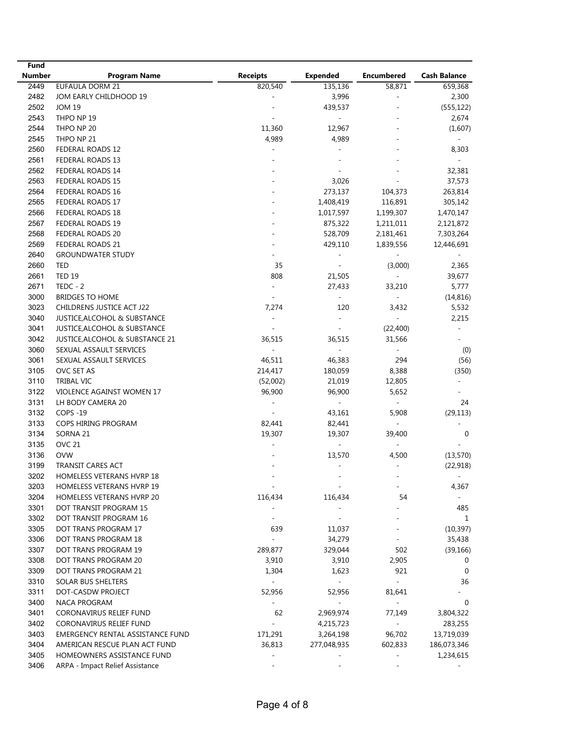| Fund Number | Program Name | Receipts | Expended | Encumbered | Cash Balance |
|---|---|---|---|---|---|
| 2449 | EUFAULA DORM 21 | 820,540 | 135,136 | 58,871 | 659,368 |
| 2482 | JOM EARLY CHILDHOOD 19 | - | 3,996 | - | 2,300 |
| 2502 | JOM 19 | - | 439,537 | - | (555,122) |
| 2543 | THPO NP 19 | - | - | - | 2,674 |
| 2544 | THPO NP 20 | 11,360 | 12,967 | - | (1,607) |
| 2545 | THPO NP 21 | 4,989 | 4,989 | - | - |
| 2560 | FEDERAL ROADS 12 | - | - | - | 8,303 |
| 2561 | FEDERAL ROADS 13 | - | - | - | - |
| 2562 | FEDERAL ROADS 14 | - | - | - | 32,381 |
| 2563 | FEDERAL ROADS 15 | - | 3,026 | - | 37,573 |
| 2564 | FEDERAL ROADS 16 | - | 273,137 | 104,373 | 263,814 |
| 2565 | FEDERAL ROADS 17 | - | 1,408,419 | 116,891 | 305,142 |
| 2566 | FEDERAL ROADS 18 | - | 1,017,597 | 1,199,307 | 1,470,147 |
| 2567 | FEDERAL ROADS 19 | - | 875,322 | 1,211,011 | 2,121,872 |
| 2568 | FEDERAL ROADS 20 | - | 528,709 | 2,181,461 | 7,303,264 |
| 2569 | FEDERAL ROADS 21 | - | 429,110 | 1,839,556 | 12,446,691 |
| 2640 | GROUNDWATER STUDY | - | - | - | - |
| 2660 | TED | 35 | - | (3,000) | 2,365 |
| 2661 | TED 19 | 808 | 21,505 | - | 39,677 |
| 2671 | TEDC - 2 | - | 27,433 | 33,210 | 5,777 |
| 3000 | BRIDGES TO HOME | - | - | - | (14,816) |
| 3023 | CHILDRENS JUSTICE ACT J22 | 7,274 | 120 | 3,432 | 5,532 |
| 3040 | JUSTICE,ALCOHOL & SUBSTANCE | - | - | - | 2,215 |
| 3041 | JUSTICE,ALCOHOL & SUBSTANCE | - | - | (22,400) | - |
| 3042 | JUSTICE,ALCOHOL & SUBSTANCE 21 | 36,515 | 36,515 | 31,566 | - |
| 3060 | SEXUAL ASSAULT SERVICES | - | - | - | (0) |
| 3061 | SEXUAL ASSAULT SERVICES | 46,511 | 46,383 | 294 | (56) |
| 3105 | OVC SET AS | 214,417 | 180,059 | 8,388 | (350) |
| 3110 | TRIBAL VIC | (52,002) | 21,019 | 12,805 | - |
| 3122 | VIOLENCE AGAINST WOMEN 17 | 96,900 | 96,900 | 5,652 | - |
| 3131 | LH BODY CAMERA 20 | - | - | - | 24 |
| 3132 | COPS -19 | - | 43,161 | 5,908 | (29,113) |
| 3133 | COPS HIRING PROGRAM | 82,441 | 82,441 | - | - |
| 3134 | SORNA 21 | 19,307 | 19,307 | 39,400 | 0 |
| 3135 | OVC 21 | - | - | - | - |
| 3136 | OVW | - | 13,570 | 4,500 | (13,570) |
| 3199 | TRANSIT CARES ACT | - | - | - | (22,918) |
| 3202 | HOMELESS VETERANS HVRP 18 | - | - | - | - |
| 3203 | HOMELESS VETERANS HVRP 19 | - | - | - | 4,367 |
| 3204 | HOMELESS VETERANS HVRP 20 | 116,434 | 116,434 | 54 | - |
| 3301 | DOT TRANSIT PROGRAM 15 | - | - | - | 485 |
| 3302 | DOT TRANSIT PROGRAM 16 | - | - | - | 1 |
| 3305 | DOT TRANS PROGRAM 17 | 639 | 11,037 | - | (10,397) |
| 3306 | DOT TRANS PROGRAM 18 | - | 34,279 | - | 35,438 |
| 3307 | DOT TRANS PROGRAM 19 | 289,877 | 329,044 | 502 | (39,166) |
| 3308 | DOT TRANS PROGRAM 20 | 3,910 | 3,910 | 2,905 | 0 |
| 3309 | DOT TRANS PROGRAM 21 | 1,304 | 1,623 | 921 | 0 |
| 3310 | SOLAR BUS SHELTERS | - | - | - | 36 |
| 3311 | DOT-CASDW PROJECT | 52,956 | 52,956 | 81,641 | - |
| 3400 | NACA PROGRAM | - | - | - | 0 |
| 3401 | CORONAVIRUS RELIEF FUND | 62 | 2,969,974 | 77,149 | 3,804,322 |
| 3402 | CORONAVIRUS RELIEF FUND | - | 4,215,723 | - | 283,255 |
| 3403 | EMERGENCY RENTAL ASSISTANCE FUND | 171,291 | 3,264,198 | 96,702 | 13,719,039 |
| 3404 | AMERICAN RESCUE PLAN ACT FUND | 36,813 | 277,048,935 | 602,833 | 186,073,346 |
| 3405 | HOMEOWNERS ASSISTANCE FUND | - | - | - | 1,234,615 |
| 3406 | ARPA - Impact Relief Assistance | - | - | - | - |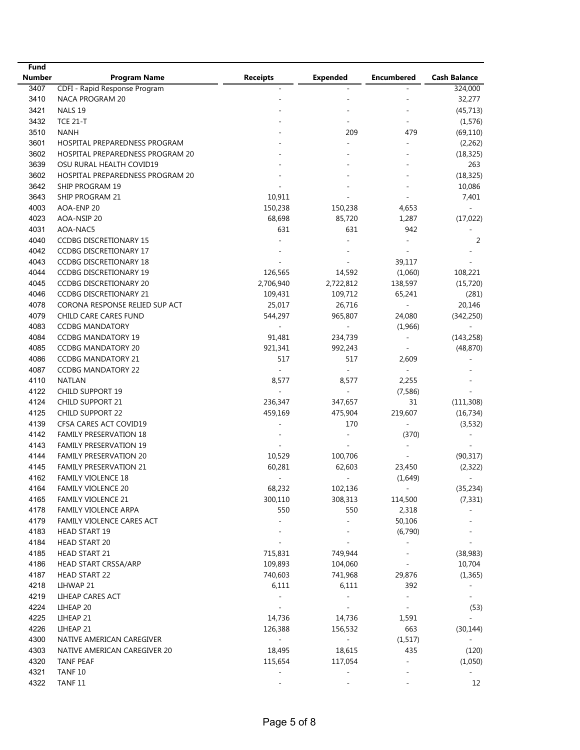| Fund Number | Program Name | Receipts | Expended | Encumbered | Cash Balance |
|---|---|---|---|---|---|
| 3407 | CDFI - Rapid Response Program | - | - | - | 324,000 |
| 3410 | NACA PROGRAM 20 | - | - | - | 32,277 |
| 3421 | NALS 19 | - | - | - | (45,713) |
| 3432 | TCE 21-T | - | - | - | (1,576) |
| 3510 | NANH | - | 209 | 479 | (69,110) |
| 3601 | HOSPITAL PREPAREDNESS PROGRAM | - | - | - | (2,262) |
| 3602 | HOSPITAL PREPAREDNESS PROGRAM 20 | - | - | - | (18,325) |
| 3639 | OSU RURAL HEALTH COVID19 | - | - | - | 263 |
| 3602 | HOSPITAL PREPAREDNESS PROGRAM 20 | - | - | - | (18,325) |
| 3642 | SHIP PROGRAM 19 | - | - | - | 10,086 |
| 3643 | SHIP PROGRAM 21 | 10,911 | - | - | 7,401 |
| 4003 | AOA-ENP 20 | 150,238 | 150,238 | 4,653 | - |
| 4023 | AOA-NSIP 20 | 68,698 | 85,720 | 1,287 | (17,022) |
| 4031 | AOA-NAC5 | 631 | 631 | 942 | - |
| 4040 | CCDBG DISCRETIONARY 15 | - | - | - | 2 |
| 4042 | CCDBG DISCRETIONARY 17 | - | - | - | - |
| 4043 | CCDBG DISCRETIONARY 18 | - | - | 39,117 | - |
| 4044 | CCDBG DISCRETIONARY 19 | 126,565 | 14,592 | (1,060) | 108,221 |
| 4045 | CCDBG DISCRETIONARY 20 | 2,706,940 | 2,722,812 | 138,597 | (15,720) |
| 4046 | CCDBG DISCRETIONARY 21 | 109,431 | 109,712 | 65,241 | (281) |
| 4078 | CORONA RESPONSE RELIED SUP ACT | 25,017 | 26,716 | - | 20,146 |
| 4079 | CHILD CARE CARES FUND | 544,297 | 965,807 | 24,080 | (342,250) |
| 4083 | CCDBG MANDATORY | - | - | (1,966) | - |
| 4084 | CCDBG MANDATORY 19 | 91,481 | 234,739 | - | (143,258) |
| 4085 | CCDBG MANDATORY 20 | 921,341 | 992,243 | - | (48,870) |
| 4086 | CCDBG MANDATORY 21 | 517 | 517 | 2,609 | - |
| 4087 | CCDBG MANDATORY 22 | - | - | - | - |
| 4110 | NATLAN | 8,577 | 8,577 | 2,255 | - |
| 4122 | CHILD SUPPORT 19 | - | - | (7,586) | - |
| 4124 | CHILD SUPPORT 21 | 236,347 | 347,657 | 31 | (111,308) |
| 4125 | CHILD SUPPORT 22 | 459,169 | 475,904 | 219,607 | (16,734) |
| 4139 | CFSA CARES ACT COVID19 | - | 170 | - | (3,532) |
| 4142 | FAMILY PRESERVATION 18 | - | - | (370) | - |
| 4143 | FAMILY PRESERVATION 19 | - | - | - | - |
| 4144 | FAMILY PRESERVATION 20 | 10,529 | 100,706 | - | (90,317) |
| 4145 | FAMILY PRESERVATION 21 | 60,281 | 62,603 | 23,450 | (2,322) |
| 4162 | FAMILY VIOLENCE 18 | - | - | (1,649) | - |
| 4164 | FAMILY VIOLENCE 20 | 68,232 | 102,136 | - | (35,234) |
| 4165 | FAMILY VIOLENCE 21 | 300,110 | 308,313 | 114,500 | (7,331) |
| 4178 | FAMILY VIOLENCE ARPA | 550 | 550 | 2,318 | - |
| 4179 | FAMILY VIOLENCE CARES ACT | - | - | 50,106 | - |
| 4183 | HEAD START 19 | - | - | (6,790) | - |
| 4184 | HEAD START 20 | - | - | - | - |
| 4185 | HEAD START 21 | 715,831 | 749,944 | - | (38,983) |
| 4186 | HEAD START CRSSA/ARP | 109,893 | 104,060 | - | 10,704 |
| 4187 | HEAD START 22 | 740,603 | 741,968 | 29,876 | (1,365) |
| 4218 | LIHWAP 21 | 6,111 | 6,111 | 392 | - |
| 4219 | LIHEAP CARES ACT | - | - | - | - |
| 4224 | LIHEAP 20 | - | - | - | (53) |
| 4225 | LIHEAP 21 | 14,736 | 14,736 | 1,591 | - |
| 4226 | LIHEAP 21 | 126,388 | 156,532 | 663 | (30,144) |
| 4300 | NATIVE AMERICAN CAREGIVER | - | - | (1,517) | - |
| 4303 | NATIVE AMERICAN CAREGIVER 20 | 18,495 | 18,615 | 435 | (120) |
| 4320 | TANF PEAF | 115,654 | 117,054 | - | (1,050) |
| 4321 | TANF 10 | - | - | - | - |
| 4322 | TANF 11 | - | - | - | 12 |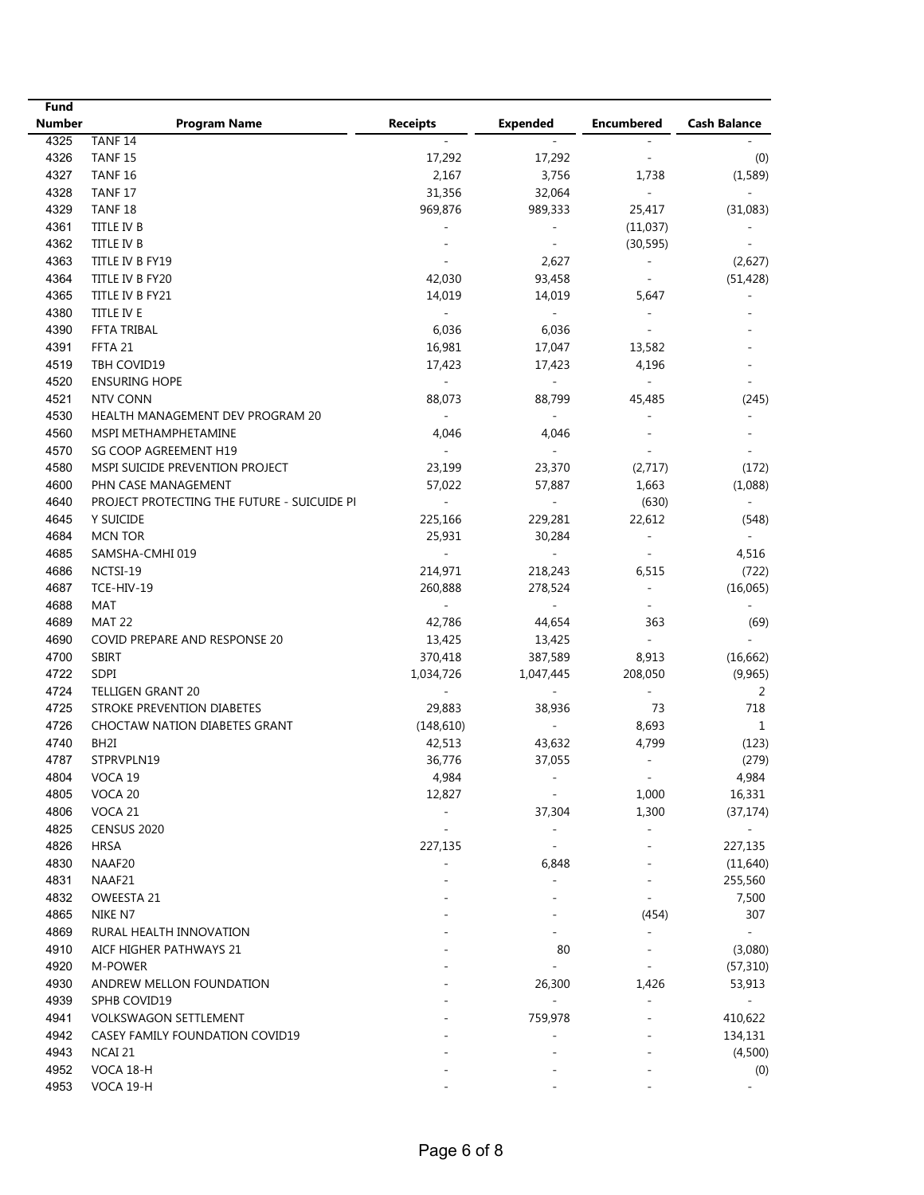| Fund Number | Program Name | Receipts | Expended | Encumbered | Cash Balance |
|---|---|---|---|---|---|
| 4325 | TANF 14 | - | - | - | - |
| 4326 | TANF 15 | 17,292 | 17,292 | - | (0) |
| 4327 | TANF 16 | 2,167 | 3,756 | 1,738 | (1,589) |
| 4328 | TANF 17 | 31,356 | 32,064 | - | - |
| 4329 | TANF 18 | 969,876 | 989,333 | 25,417 | (31,083) |
| 4361 | TITLE IV B | - | - | (11,037) | - |
| 4362 | TITLE IV B | - | - | (30,595) | - |
| 4363 | TITLE IV B FY19 | - | 2,627 | - | (2,627) |
| 4364 | TITLE IV B FY20 | 42,030 | 93,458 | - | (51,428) |
| 4365 | TITLE IV B FY21 | 14,019 | 14,019 | 5,647 | - |
| 4380 | TITLE IV E | - | - | - | - |
| 4390 | FFTA TRIBAL | 6,036 | 6,036 | - | - |
| 4391 | FFTA 21 | 16,981 | 17,047 | 13,582 | - |
| 4519 | TBH COVID19 | 17,423 | 17,423 | 4,196 | - |
| 4520 | ENSURING HOPE | - | - | - | - |
| 4521 | NTV CONN | 88,073 | 88,799 | 45,485 | (245) |
| 4530 | HEALTH MANAGEMENT DEV PROGRAM 20 | - | - | - | - |
| 4560 | MSPI METHAMPHETAMINE | 4,046 | 4,046 | - | - |
| 4570 | SG COOP AGREEMENT H19 | - | - | - | - |
| 4580 | MSPI SUICIDE PREVENTION PROJECT | 23,199 | 23,370 | (2,717) | (172) |
| 4600 | PHN CASE MANAGEMENT | 57,022 | 57,887 | 1,663 | (1,088) |
| 4640 | PROJECT PROTECTING THE FUTURE - SUICIDE PI | - | - | (630) | - |
| 4645 | Y SUICIDE | 225,166 | 229,281 | 22,612 | (548) |
| 4684 | MCN TOR | 25,931 | 30,284 | - | - |
| 4685 | SAMSHA-CMHI 019 | - | - | - | 4,516 |
| 4686 | NCTSI-19 | 214,971 | 218,243 | 6,515 | (722) |
| 4687 | TCE-HIV-19 | 260,888 | 278,524 | - | (16,065) |
| 4688 | MAT | - | - | - | - |
| 4689 | MAT 22 | 42,786 | 44,654 | 363 | (69) |
| 4690 | COVID PREPARE AND RESPONSE 20 | 13,425 | 13,425 | - | - |
| 4700 | SBIRT | 370,418 | 387,589 | 8,913 | (16,662) |
| 4722 | SDPI | 1,034,726 | 1,047,445 | 208,050 | (9,965) |
| 4724 | TELLIGEN GRANT 20 | - | - | - | 2 |
| 4725 | STROKE PREVENTION DIABETES | 29,883 | 38,936 | 73 | 718 |
| 4726 | CHOCTAW NATION DIABETES GRANT | (148,610) | - | 8,693 | 1 |
| 4740 | BH2I | 42,513 | 43,632 | 4,799 | (123) |
| 4787 | STPRVPLN19 | 36,776 | 37,055 | - | (279) |
| 4804 | VOCA 19 | 4,984 | - | - | 4,984 |
| 4805 | VOCA 20 | 12,827 | - | 1,000 | 16,331 |
| 4806 | VOCA 21 | - | 37,304 | 1,300 | (37,174) |
| 4825 | CENSUS 2020 | - | - | - | - |
| 4826 | HRSA | 227,135 | - | - | 227,135 |
| 4830 | NAAF20 | - | 6,848 | - | (11,640) |
| 4831 | NAAF21 | - | - | - | 255,560 |
| 4832 | OWEESTA 21 | - | - | - | 7,500 |
| 4865 | NIKE N7 | - | - | (454) | 307 |
| 4869 | RURAL HEALTH INNOVATION | - | - | - | - |
| 4910 | AICF HIGHER PATHWAYS 21 | - | 80 | - | (3,080) |
| 4920 | M-POWER | - | - | - | (57,310) |
| 4930 | ANDREW MELLON FOUNDATION | - | 26,300 | 1,426 | 53,913 |
| 4939 | SPHB COVID19 | - | - | - | - |
| 4941 | VOLKSWAGON SETTLEMENT | - | 759,978 | - | 410,622 |
| 4942 | CASEY FAMILY FOUNDATION COVID19 | - | - | - | 134,131 |
| 4943 | NCAI 21 | - | - | - | (4,500) |
| 4952 | VOCA 18-H | - | - | - | (0) |
| 4953 | VOCA 19-H | - | - | - | - |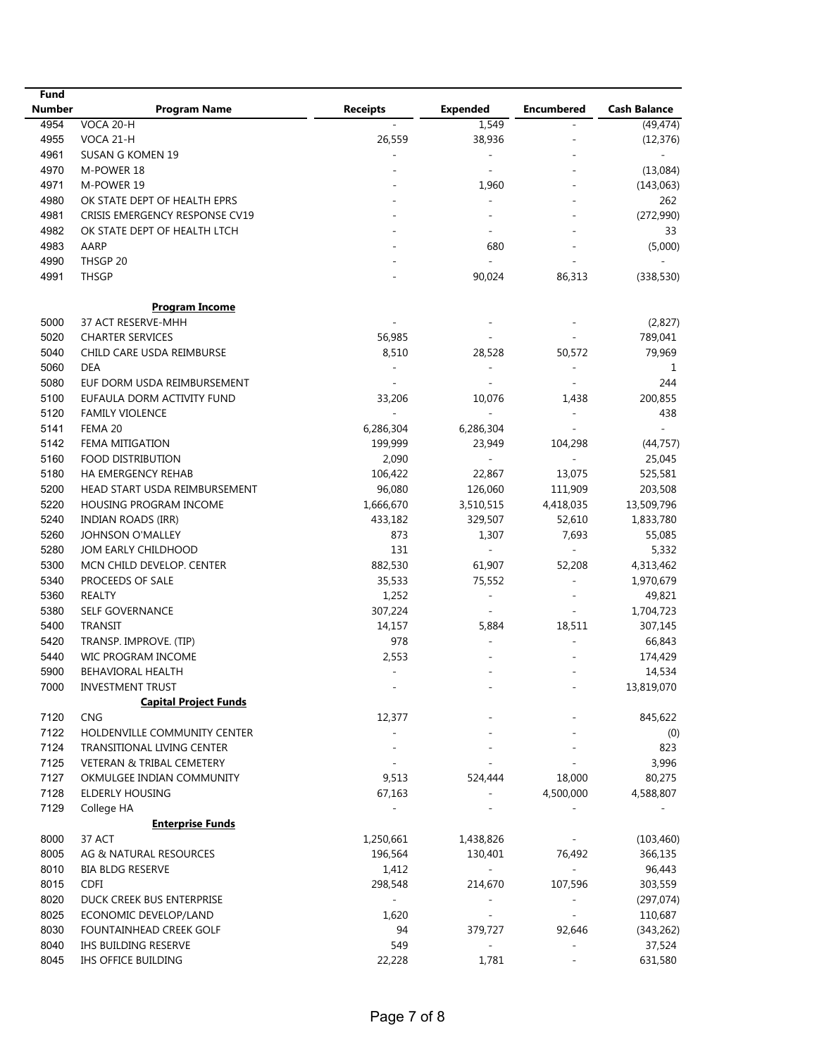| Fund Number | Program Name | Receipts | Expended | Encumbered | Cash Balance |
|---|---|---|---|---|---|
| 4954 | VOCA 20-H | - | 1,549 | - | (49,474) |
| 4955 | VOCA 21-H | 26,559 | 38,936 | - | (12,376) |
| 4961 | SUSAN G KOMEN 19 | - | - | - | - |
| 4970 | M-POWER 18 | - | - | - | (13,084) |
| 4971 | M-POWER 19 | - | 1,960 | - | (143,063) |
| 4980 | OK STATE DEPT OF HEALTH EPRS | - | - | - | 262 |
| 4981 | CRISIS EMERGENCY RESPONSE CV19 | - | - | - | (272,990) |
| 4982 | OK STATE DEPT OF HEALTH LTCH | - | - | - | 33 |
| 4983 | AARP | - | 680 | - | (5,000) |
| 4990 | THSGP 20 | - | - | - | - |
| 4991 | THSGP | - | 90,024 | 86,313 | (338,530) |
| | **Program Income** | | | | |
| 5000 | 37 ACT RESERVE-MHH | - | - | - | (2,827) |
| 5020 | CHARTER SERVICES | 56,985 | - | - | 789,041 |
| 5040 | CHILD CARE USDA REIMBURSE | 8,510 | 28,528 | 50,572 | 79,969 |
| 5060 | DEA | - | - | - | 1 |
| 5080 | EUF DORM USDA REIMBURSEMENT | - | - | - | 244 |
| 5100 | EUFAULA DORM ACTIVITY FUND | 33,206 | 10,076 | 1,438 | 200,855 |
| 5120 | FAMILY VIOLENCE | - | - | - | 438 |
| 5141 | FEMA 20 | 6,286,304 | 6,286,304 | - | - |
| 5142 | FEMA MITIGATION | 199,999 | 23,949 | 104,298 | (44,757) |
| 5160 | FOOD DISTRIBUTION | 2,090 | - | - | 25,045 |
| 5180 | HA EMERGENCY REHAB | 106,422 | 22,867 | 13,075 | 525,581 |
| 5200 | HEAD START USDA REIMBURSEMENT | 96,080 | 126,060 | 111,909 | 203,508 |
| 5220 | HOUSING PROGRAM INCOME | 1,666,670 | 3,510,515 | 4,418,035 | 13,509,796 |
| 5240 | INDIAN ROADS (IRR) | 433,182 | 329,507 | 52,610 | 1,833,780 |
| 5260 | JOHNSON O'MALLEY | 873 | 1,307 | 7,693 | 55,085 |
| 5280 | JOM EARLY CHILDHOOD | 131 | - | - | 5,332 |
| 5300 | MCN CHILD DEVELOP. CENTER | 882,530 | 61,907 | 52,208 | 4,313,462 |
| 5340 | PROCEEDS OF SALE | 35,533 | 75,552 | - | 1,970,679 |
| 5360 | REALTY | 1,252 | - | - | 49,821 |
| 5380 | SELF GOVERNANCE | 307,224 | - | - | 1,704,723 |
| 5400 | TRANSIT | 14,157 | 5,884 | 18,511 | 307,145 |
| 5420 | TRANSP. IMPROVE. (TIP) | 978 | - | - | 66,843 |
| 5440 | WIC PROGRAM INCOME | 2,553 | - | - | 174,429 |
| 5900 | BEHAVIORAL HEALTH | - | - | - | 14,534 |
| 7000 | INVESTMENT TRUST | - | - | - | 13,819,070 |
| | **Capital Project Funds** | | | | |
| 7120 | CNG | 12,377 | - | - | 845,622 |
| 7122 | HOLDENVILLE COMMUNITY CENTER | - | - | - | (0) |
| 7124 | TRANSITIONAL LIVING CENTER | - | - | - | 823 |
| 7125 | VETERAN & TRIBAL CEMETERY | - | - | - | 3,996 |
| 7127 | OKMULGEE INDIAN COMMUNITY | 9,513 | 524,444 | 18,000 | 80,275 |
| 7128 | ELDERLY HOUSING | 67,163 | - | 4,500,000 | 4,588,807 |
| 7129 | College HA | - | - | - | - |
| | **Enterprise Funds** | | | | |
| 8000 | 37 ACT | 1,250,661 | 1,438,826 | - | (103,460) |
| 8005 | AG & NATURAL RESOURCES | 196,564 | 130,401 | 76,492 | 366,135 |
| 8010 | BIA BLDG RESERVE | 1,412 | - | - | 96,443 |
| 8015 | CDFI | 298,548 | 214,670 | 107,596 | 303,559 |
| 8020 | DUCK CREEK BUS ENTERPRISE | - | - | - | (297,074) |
| 8025 | ECONOMIC DEVELOP/LAND | 1,620 | - | - | 110,687 |
| 8030 | FOUNTAINHEAD CREEK GOLF | 94 | 379,727 | 92,646 | (343,262) |
| 8040 | IHS BUILDING RESERVE | 549 | - | - | 37,524 |
| 8045 | IHS OFFICE BUILDING | 22,228 | 1,781 | - | 631,580 |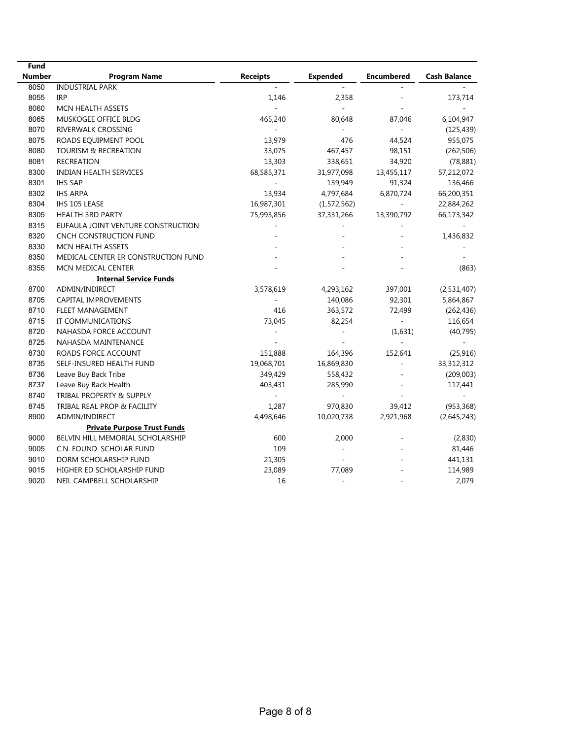| Fund Number | Program Name | Receipts | Expended | Encumbered | Cash Balance |
|---|---|---|---|---|---|
| 8050 | INDUSTRIAL PARK | - | - | - | - |
| 8055 | IRP | 1,146 | 2,358 | - | 173,714 |
| 8060 | MCN HEALTH ASSETS | - | - | - | - |
| 8065 | MUSKOGEE OFFICE BLDG | 465,240 | 80,648 | 87,046 | 6,104,947 |
| 8070 | RIVERWALK CROSSING | - | - | - | (125,439) |
| 8075 | ROADS EQUIPMENT POOL | 13,979 | 476 | 44,524 | 955,075 |
| 8080 | TOURISM & RECREATION | 33,075 | 467,457 | 98,151 | (262,506) |
| 8081 | RECREATION | 13,303 | 338,651 | 34,920 | (78,881) |
| 8300 | INDIAN HEALTH SERVICES | 68,585,371 | 31,977,098 | 13,455,117 | 57,212,072 |
| 8301 | IHS SAP | - | 139,949 | 91,324 | 136,466 |
| 8302 | IHS ARPA | 13,934 | 4,797,684 | 6,870,724 | 66,200,351 |
| 8304 | IHS 105 LEASE | 16,987,301 | (1,572,562) | - | 22,884,262 |
| 8305 | HEALTH 3RD PARTY | 75,993,856 | 37,331,266 | 13,390,792 | 66,173,342 |
| 8315 | EUFAULA JOINT VENTURE CONSTRUCTION | - | - | - | - |
| 8320 | CNCH CONSTRUCTION FUND | - | - | - | 1,436,832 |
| 8330 | MCN HEALTH ASSETS | - | - | - | - |
| 8350 | MEDICAL CENTER ER CONSTRUCTION FUND | - | - | - | - |
| 8355 | MCN MEDICAL CENTER | - | - | - | (863) |
| | **Internal Service Funds** | | | | |
| 8700 | ADMIN/INDIRECT | 3,578,619 | 4,293,162 | 397,001 | (2,531,407) |
| 8705 | CAPITAL IMPROVEMENTS | - | 140,086 | 92,301 | 5,864,867 |
| 8710 | FLEET MANAGEMENT | 416 | 363,572 | 72,499 | (262,436) |
| 8715 | IT COMMUNICATIONS | 73,045 | 82,254 | - | 116,654 |
| 8720 | NAHASDA FORCE ACCOUNT | - | - | (1,631) | (40,795) |
| 8725 | NAHASDA MAINTENANCE | - | - | - | - |
| 8730 | ROADS FORCE ACCOUNT | 151,888 | 164,396 | 152,641 | (25,916) |
| 8735 | SELF-INSURED HEALTH FUND | 19,068,701 | 16,869,830 | - | 33,312,312 |
| 8736 | Leave Buy Back Tribe | 349,429 | 558,432 | - | (209,003) |
| 8737 | Leave Buy Back Health | 403,431 | 285,990 | - | 117,441 |
| 8740 | TRIBAL PROPERTY & SUPPLY | - | - | - | - |
| 8745 | TRIBAL REAL PROP & FACILITY | 1,287 | 970,830 | 39,412 | (953,368) |
| 8900 | ADMIN/INDIRECT | 4,498,646 | 10,020,738 | 2,921,968 | (2,645,243) |
| | **Private Purpose Trust Funds** | | | | |
| 9000 | BELVIN HILL MEMORIAL SCHOLARSHIP | 600 | 2,000 | - | (2,830) |
| 9005 | C.N. FOUND. SCHOLAR FUND | 109 | - | - | 81,446 |
| 9010 | DORM SCHOLARSHIP FUND | 21,305 | - | - | 441,131 |
| 9015 | HIGHER ED SCHOLARSHIP FUND | 23,089 | 77,089 | - | 114,989 |
| 9020 | NEIL CAMPBELL SCHOLARSHIP | 16 | - | - | 2,079 |